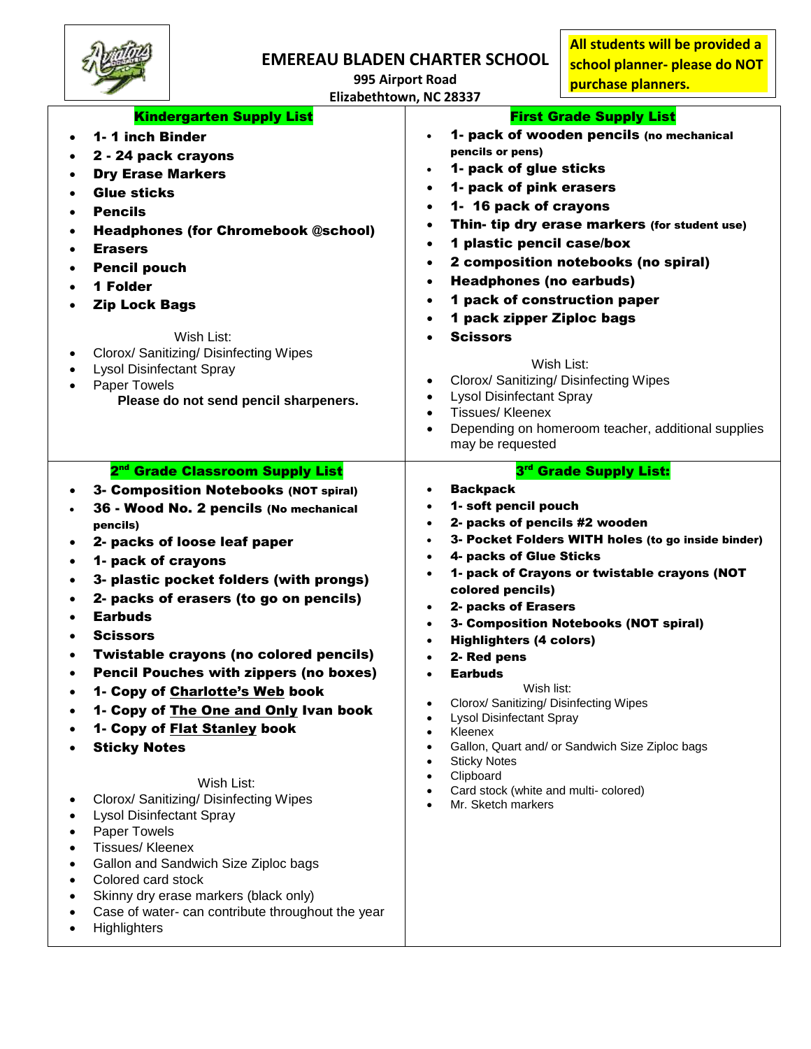# EMEREAU BLADEN CHARTER SCHOOL

995 Airport Road
Elizabethtown, NC 28337

**All students will be provided a school planner- please do NOT purchase planners.**

## Kindergarten Supply List

- **1- 1 inch Binder**
- **2 - 24 pack crayons**
- **Dry Erase Markers**
- **Glue sticks**
- **Pencils**
- **Headphones (for Chromebook @school)**
- **Erasers**
- **Pencil pouch**
- **1 Folder**
- **Zip Lock Bags**

Wish List:

- Clorox/ Sanitizing/ Disinfecting Wipes
- Lysol Disinfectant Spray
- Paper Towels

**Please do not send pencil sharpeners.**

## First Grade Supply List

- **1- pack of wooden pencils (no mechanical pencils or pens)**
- **1- pack of glue sticks**
- **1- pack of pink erasers**
- **1- 16 pack of crayons**
- **Thin- tip dry erase markers (for student use)**
- **1 plastic pencil case/box**
- **2 composition notebooks (no spiral)**
- **Headphones (no earbuds)**
- **1 pack of construction paper**
- **1 pack zipper Ziploc bags**
- **Scissors**

Wish List:

- Clorox/ Sanitizing/ Disinfecting Wipes
- Lysol Disinfectant Spray
- Tissues/ Kleenex
- Depending on homeroom teacher, additional supplies may be requested

## 2nd Grade Classroom Supply List

- **3- Composition Notebooks (NOT spiral)**
- **36 - Wood No. 2 pencils (No mechanical pencils)**
- **2- packs of loose leaf paper**
- **1- pack of crayons**
- **3- plastic pocket folders (with prongs)**
- **2- packs of erasers (to go on pencils)**
- **Earbuds**
- **Scissors**
- **Twistable crayons (no colored pencils)**
- **Pencil Pouches with zippers (no boxes)**
- **1- Copy of Charlotte's Web book**
- **1- Copy of The One and Only Ivan book**
- **1- Copy of Flat Stanley book**
- **Sticky Notes**

Wish List:

- Clorox/ Sanitizing/ Disinfecting Wipes
- Lysol Disinfectant Spray
- Paper Towels
- Tissues/ Kleenex
- Gallon and Sandwich Size Ziploc bags
- Colored card stock
- Skinny dry erase markers (black only)
- Case of water- can contribute throughout the year
- Highlighters

## 3rd Grade Supply List:

- **Backpack**
- **1- soft pencil pouch**
- **2- packs of pencils #2 wooden**
- **3- Pocket Folders WITH holes (to go inside binder)**
- **4- packs of Glue Sticks**
- **1- pack of Crayons or twistable crayons (NOT colored pencils)**
- **2- packs of Erasers**
- **3- Composition Notebooks (NOT spiral)**
- **Highlighters (4 colors)**
- **2- Red pens**
- **Earbuds**

Wish list:

- Clorox/ Sanitizing/ Disinfecting Wipes
- Lysol Disinfectant Spray
- Kleenex
- Gallon, Quart and/ or Sandwich Size Ziploc bags
- Sticky Notes
- Clipboard
- Card stock (white and multi- colored)
- Mr. Sketch markers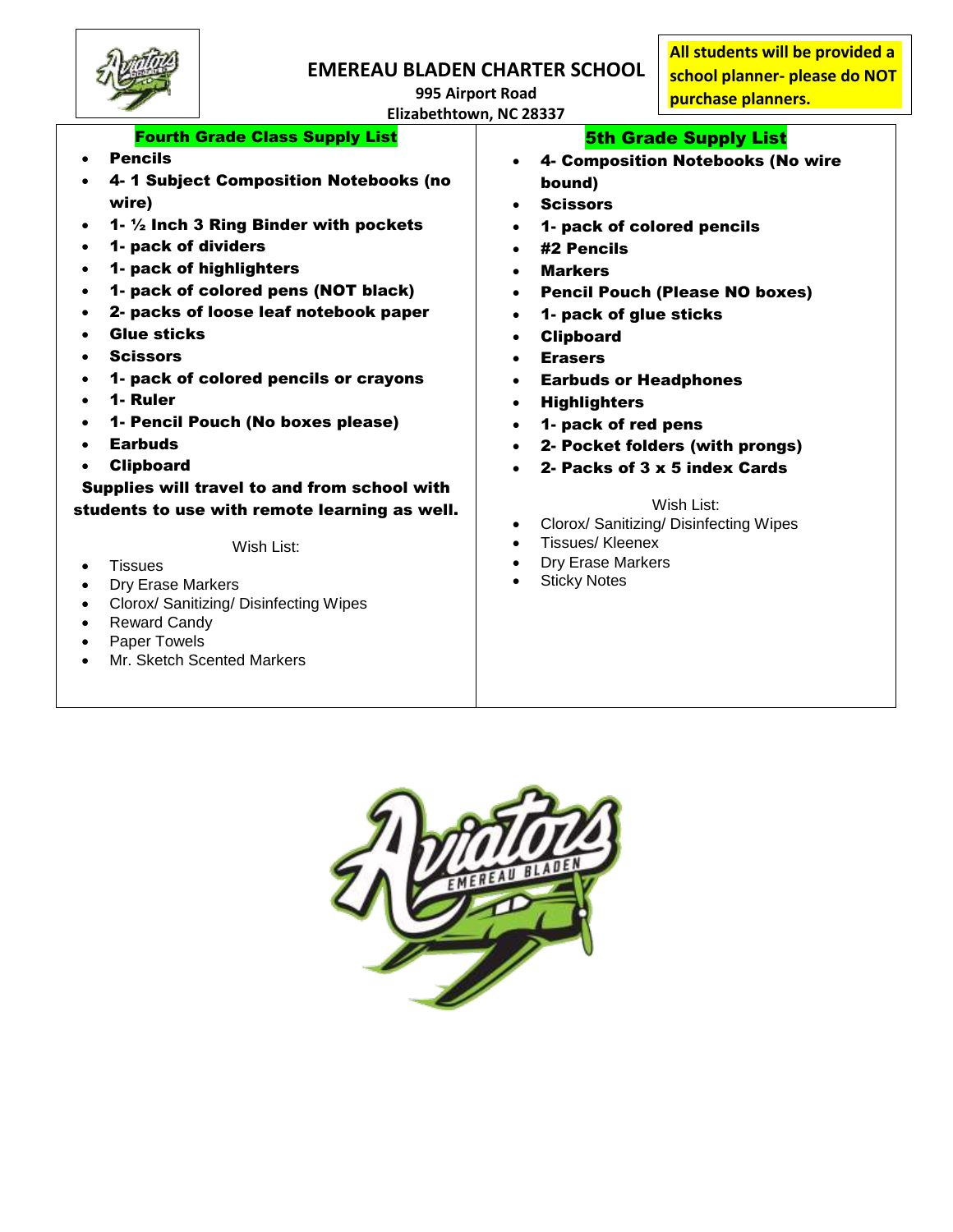# EMEREAU BLADEN CHARTER SCHOOL

**995 Airport Road**
**Elizabethtown, NC 28337**

**All students will be provided a school planner- please do NOT purchase planners.**

## Fourth Grade Class Supply List

- **Pencils**
- **4- 1 Subject Composition Notebooks (no wire)**
- **1- ½ Inch 3 Ring Binder with pockets**
- **1- pack of dividers**
- **1- pack of highlighters**
- **1- pack of colored pens (NOT black)**
- **2- packs of loose leaf notebook paper**
- **Glue sticks**
- **Scissors**
- **1- pack of colored pencils or crayons**
- **1- Ruler**
- **1- Pencil Pouch (No boxes please)**
- **Earbuds**
- **Clipboard**

**Supplies will travel to and from school with students to use with remote learning as well.**

Wish List:

- Tissues
- Dry Erase Markers
- Clorox/ Sanitizing/ Disinfecting Wipes
- Reward Candy
- Paper Towels
- Mr. Sketch Scented Markers

## 5th Grade Supply List

- **4- Composition Notebooks (No wire bound)**
- **Scissors**
- **1- pack of colored pencils**
- **#2 Pencils**
- **Markers**
- **Pencil Pouch (Please NO boxes)**
- **1- pack of glue sticks**
- **Clipboard**
- **Erasers**
- **Earbuds or Headphones**
- **Highlighters**
- **1- pack of red pens**
- **2- Pocket folders (with prongs)**
- **2- Packs of 3 x 5 index Cards**

Wish List:

- Clorox/ Sanitizing/ Disinfecting Wipes
- Tissues/ Kleenex
- Dry Erase Markers
- Sticky Notes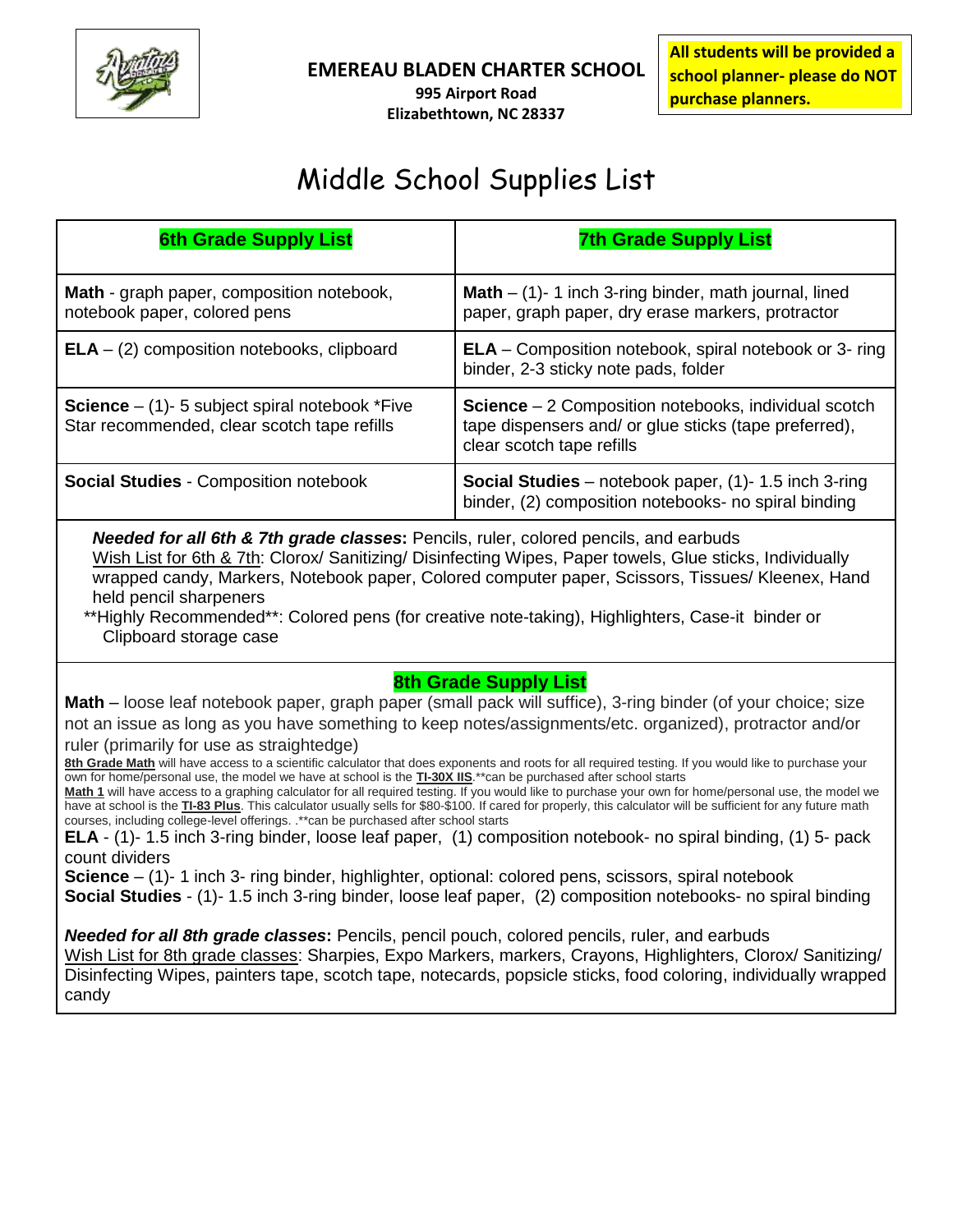**EMEREAU BLADEN CHARTER SCHOOL**
**995 Airport Road**
**Elizabethtown, NC 28337**

**All students will be provided a school planner- please do NOT purchase planners.**

# Middle School Supplies List

| 6th Grade Supply List | 7th Grade Supply List |
|---|---|
| **Math** - graph paper, composition notebook, notebook paper, colored pens | **Math** – (1)- 1 inch 3-ring binder, math journal, lined paper, graph paper, dry erase markers, protractor |
| **ELA** – (2) composition notebooks, clipboard | **ELA** – Composition notebook, spiral notebook or 3- ring binder, 2-3 sticky note pads, folder |
| **Science** – (1)- 5 subject spiral notebook *Five Star recommended, clear scotch tape refills | **Science** – 2 Composition notebooks, individual scotch tape dispensers and/ or glue sticks (tape preferred), clear scotch tape refills |
| **Social Studies** - Composition notebook | **Social Studies** – notebook paper, (1)- 1.5 inch 3-ring binder, (2) composition notebooks- no spiral binding |

***Needed for all 6th & 7th grade classes*****:** Pencils, ruler, colored pencils, and earbuds

Wish List for 6th & 7th: Clorox/ Sanitizing/ Disinfecting Wipes, Paper towels, Glue sticks, Individually wrapped candy, Markers, Notebook paper, Colored computer paper, Scissors, Tissues/ Kleenex, Hand held pencil sharpeners

**Highly Recommended**: Colored pens (for creative note-taking), Highlighters, Case-it binder or Clipboard storage case

## 8th Grade Supply List

**Math** – loose leaf notebook paper, graph paper (small pack will suffice), 3-ring binder (of your choice; size not an issue as long as you have something to keep notes/assignments/etc. organized), protractor and/or ruler (primarily for use as straightedge)

**8th Grade Math** will have access to a scientific calculator that does exponents and roots for all required testing. If you would like to purchase your own for home/personal use, the model we have at school is the **TI-30X IIS**.**can be purchased after school starts

**Math 1** will have access to a graphing calculator for all required testing. If you would like to purchase your own for home/personal use, the model we have at school is the **TI-83 Plus**. This calculator usually sells for $80-$100. If cared for properly, this calculator will be sufficient for any future math courses, including college-level offerings. .**can be purchased after school starts

**ELA** - (1)- 1.5 inch 3-ring binder, loose leaf paper, (1) composition notebook- no spiral binding, (1) 5- pack count dividers

**Science** – (1)- 1 inch 3- ring binder, highlighter, optional: colored pens, scissors, spiral notebook

**Social Studies** - (1)- 1.5 inch 3-ring binder, loose leaf paper, (2) composition notebooks- no spiral binding

***Needed for all 8th grade classes*****:** Pencils, pencil pouch, colored pencils, ruler, and earbuds

Wish List for 8th grade classes: Sharpies, Expo Markers, markers, Crayons, Highlighters, Clorox/ Sanitizing/ Disinfecting Wipes, painters tape, scotch tape, notecards, popsicle sticks, food coloring, individually wrapped candy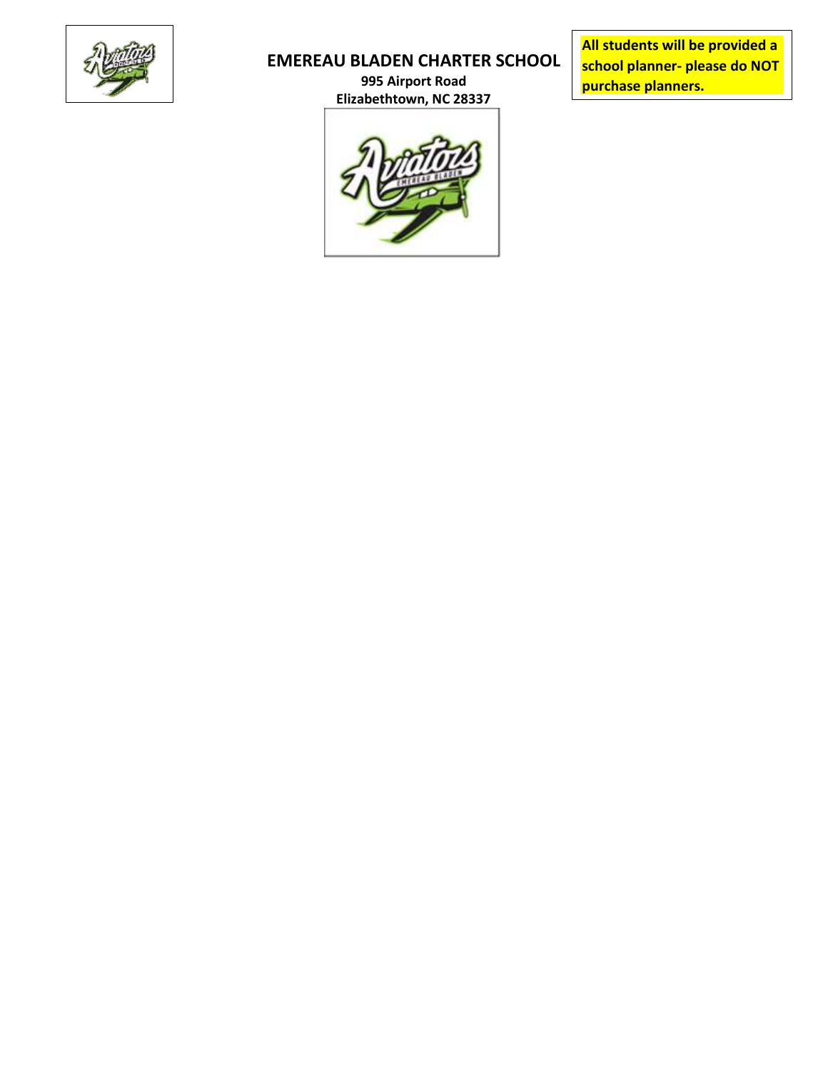# EMEREAU BLADEN CHARTER SCHOOL

**995 Airport Road**
**Elizabethtown, NC 28337**

**All students will be provided a school planner- please do NOT purchase planners.**